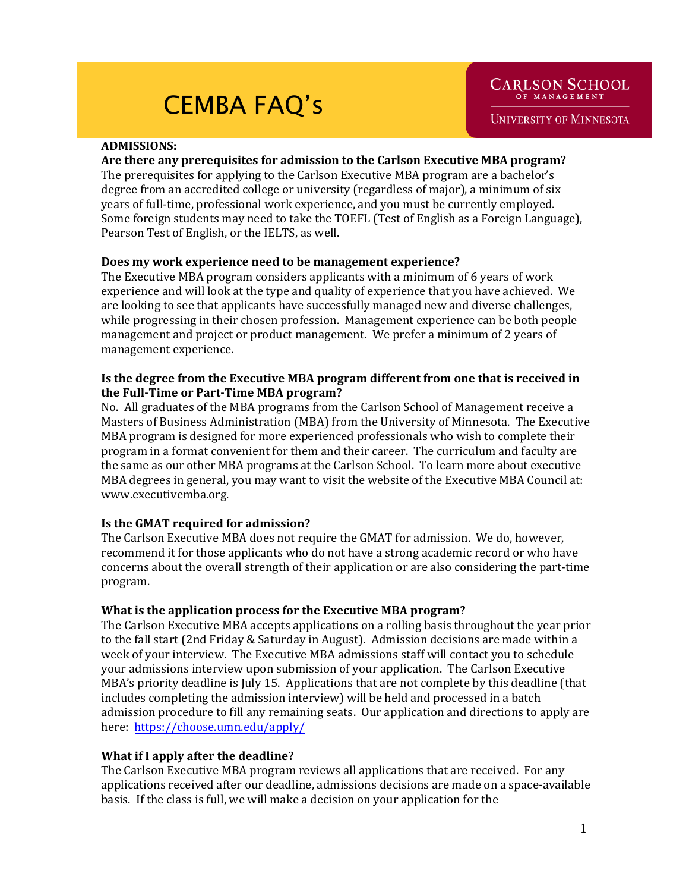# CEMBA FAQ's

CARLSON SCHOOL OF MANAGEMENT
UNIVERSITY OF MINNESOTA

## ADMISSIONS:

**Are there any prerequisites for admission to the Carlson Executive MBA program?**

The prerequisites for applying to the Carlson Executive MBA program are a bachelor's degree from an accredited college or university (regardless of major), a minimum of six years of full-time, professional work experience, and you must be currently employed. Some foreign students may need to take the TOEFL (Test of English as a Foreign Language), Pearson Test of English, or the IELTS, as well.

**Does my work experience need to be management experience?**

The Executive MBA program considers applicants with a minimum of 6 years of work experience and will look at the type and quality of experience that you have achieved. We are looking to see that applicants have successfully managed new and diverse challenges, while progressing in their chosen profession. Management experience can be both people management and project or product management. We prefer a minimum of 2 years of management experience.

**Is the degree from the Executive MBA program different from one that is received in the Full-Time or Part-Time MBA program?**

No. All graduates of the MBA programs from the Carlson School of Management receive a Masters of Business Administration (MBA) from the University of Minnesota. The Executive MBA program is designed for more experienced professionals who wish to complete their program in a format convenient for them and their career. The curriculum and faculty are the same as our other MBA programs at the Carlson School. To learn more about executive MBA degrees in general, you may want to visit the website of the Executive MBA Council at: www.executivemba.org.

**Is the GMAT required for admission?**

The Carlson Executive MBA does not require the GMAT for admission. We do, however, recommend it for those applicants who do not have a strong academic record or who have concerns about the overall strength of their application or are also considering the part-time program.

**What is the application process for the Executive MBA program?**

The Carlson Executive MBA accepts applications on a rolling basis throughout the year prior to the fall start (2nd Friday & Saturday in August). Admission decisions are made within a week of your interview. The Executive MBA admissions staff will contact you to schedule your admissions interview upon submission of your application. The Carlson Executive MBA's priority deadline is July 15. Applications that are not complete by this deadline (that includes completing the admission interview) will be held and processed in a batch admission procedure to fill any remaining seats. Our application and directions to apply are here: https://choose.umn.edu/apply/

**What if I apply after the deadline?**

The Carlson Executive MBA program reviews all applications that are received. For any applications received after our deadline, admissions decisions are made on a space-available basis. If the class is full, we will make a decision on your application for the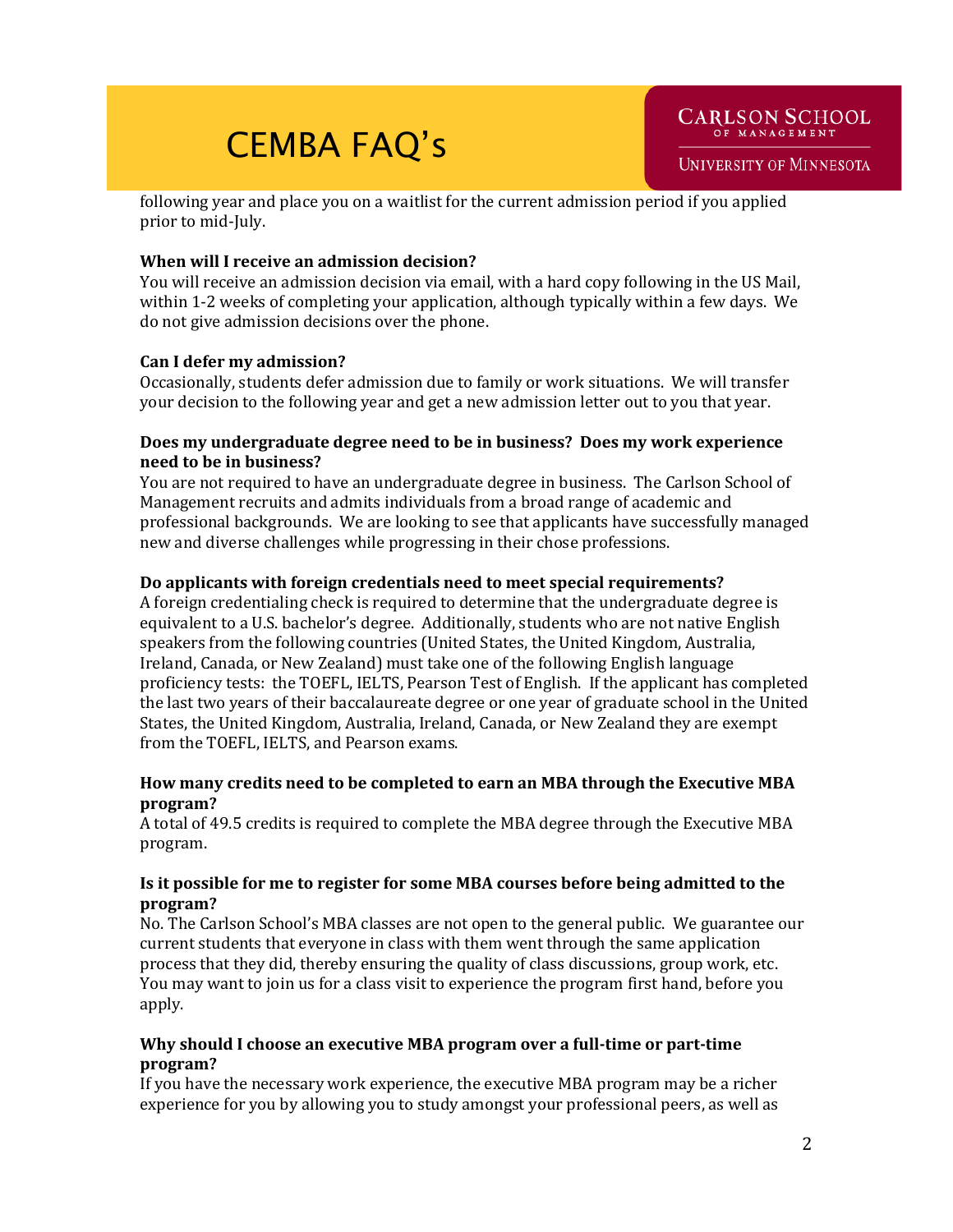following year and place you on a waitlist for the current admission period if you applied prior to mid-July.

**When will I receive an admission decision?**
You will receive an admission decision via email, with a hard copy following in the US Mail, within 1-2 weeks of completing your application, although typically within a few days. We do not give admission decisions over the phone.

**Can I defer my admission?**
Occasionally, students defer admission due to family or work situations. We will transfer your decision to the following year and get a new admission letter out to you that year.

**Does my undergraduate degree need to be in business? Does my work experience need to be in business?**
You are not required to have an undergraduate degree in business. The Carlson School of Management recruits and admits individuals from a broad range of academic and professional backgrounds. We are looking to see that applicants have successfully managed new and diverse challenges while progressing in their chose professions.

**Do applicants with foreign credentials need to meet special requirements?**
A foreign credentialing check is required to determine that the undergraduate degree is equivalent to a U.S. bachelor's degree. Additionally, students who are not native English speakers from the following countries (United States, the United Kingdom, Australia, Ireland, Canada, or New Zealand) must take one of the following English language proficiency tests: the TOEFL, IELTS, Pearson Test of English. If the applicant has completed the last two years of their baccalaureate degree or one year of graduate school in the United States, the United Kingdom, Australia, Ireland, Canada, or New Zealand they are exempt from the TOEFL, IELTS, and Pearson exams.

**How many credits need to be completed to earn an MBA through the Executive MBA program?**
A total of 49.5 credits is required to complete the MBA degree through the Executive MBA program.

**Is it possible for me to register for some MBA courses before being admitted to the program?**
No. The Carlson School's MBA classes are not open to the general public. We guarantee our current students that everyone in class with them went through the same application process that they did, thereby ensuring the quality of class discussions, group work, etc. You may want to join us for a class visit to experience the program first hand, before you apply.

**Why should I choose an executive MBA program over a full-time or part-time program?**
If you have the necessary work experience, the executive MBA program may be a richer experience for you by allowing you to study amongst your professional peers, as well as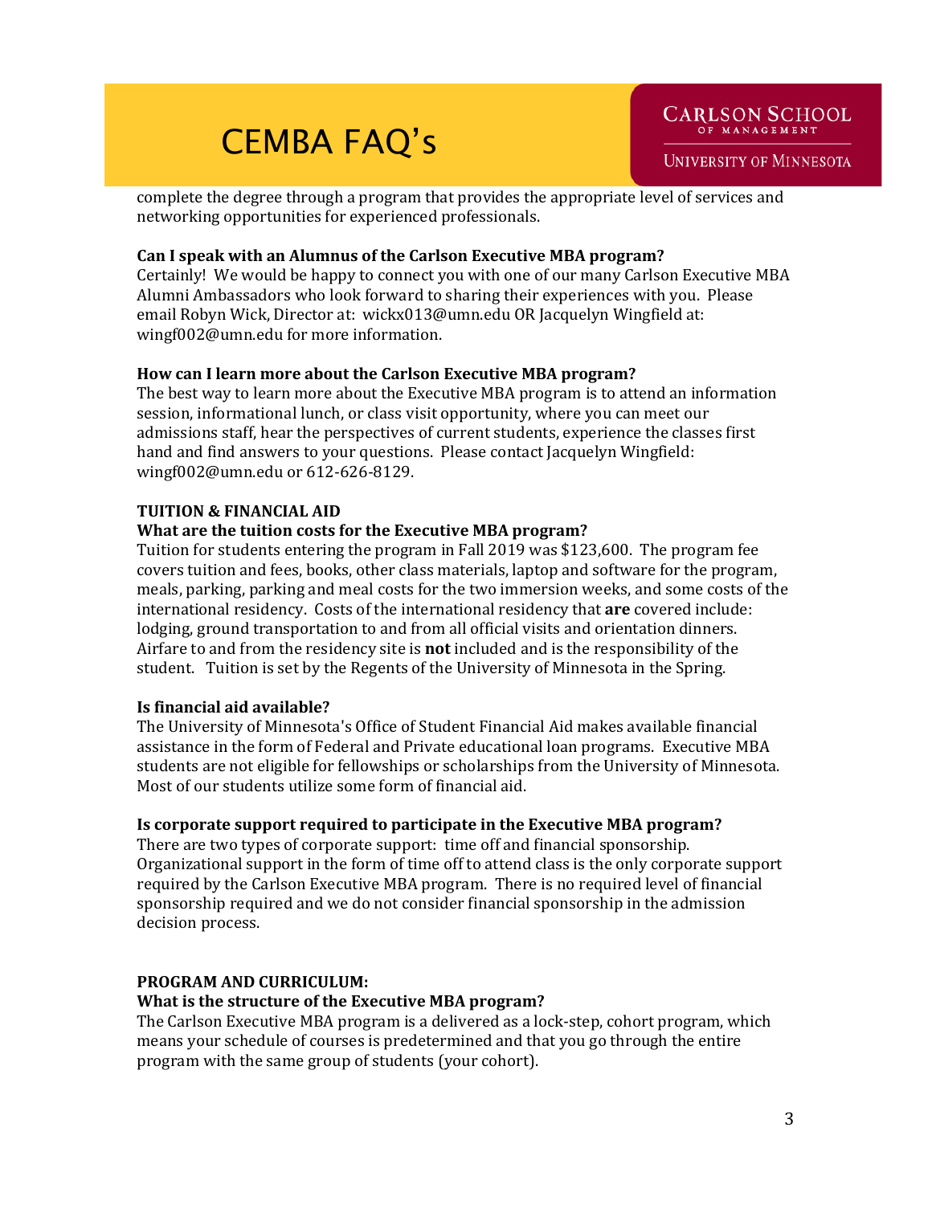complete the degree through a program that provides the appropriate level of services and networking opportunities for experienced professionals.

**Can I speak with an Alumnus of the Carlson Executive MBA program?**
Certainly! We would be happy to connect you with one of our many Carlson Executive MBA Alumni Ambassadors who look forward to sharing their experiences with you. Please email Robyn Wick, Director at: wickx013@umn.edu OR Jacquelyn Wingfield at: wingf002@umn.edu for more information.

**How can I learn more about the Carlson Executive MBA program?**
The best way to learn more about the Executive MBA program is to attend an information session, informational lunch, or class visit opportunity, where you can meet our admissions staff, hear the perspectives of current students, experience the classes first hand and find answers to your questions. Please contact Jacquelyn Wingfield: wingf002@umn.edu or 612-626-8129.

## TUITION & FINANCIAL AID

**What are the tuition costs for the Executive MBA program?**
Tuition for students entering the program in Fall 2019 was $123,600. The program fee covers tuition and fees, books, other class materials, laptop and software for the program, meals, parking, parking and meal costs for the two immersion weeks, and some costs of the international residency. Costs of the international residency that **are** covered include: lodging, ground transportation to and from all official visits and orientation dinners. Airfare to and from the residency site is **not** included and is the responsibility of the student. Tuition is set by the Regents of the University of Minnesota in the Spring.

**Is financial aid available?**
The University of Minnesota's Office of Student Financial Aid makes available financial assistance in the form of Federal and Private educational loan programs. Executive MBA students are not eligible for fellowships or scholarships from the University of Minnesota. Most of our students utilize some form of financial aid.

**Is corporate support required to participate in the Executive MBA program?**
There are two types of corporate support: time off and financial sponsorship. Organizational support in the form of time off to attend class is the only corporate support required by the Carlson Executive MBA program. There is no required level of financial sponsorship required and we do not consider financial sponsorship in the admission decision process.

## PROGRAM AND CURRICULUM:

**What is the structure of the Executive MBA program?**
The Carlson Executive MBA program is a delivered as a lock-step, cohort program, which means your schedule of courses is predetermined and that you go through the entire program with the same group of students (your cohort).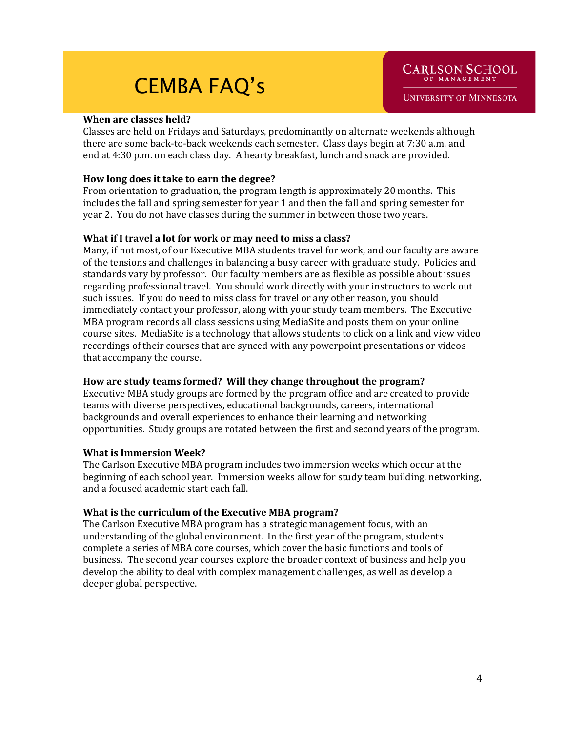# CEMBA FAQ's

**When are classes held?**
Classes are held on Fridays and Saturdays, predominantly on alternate weekends although there are some back-to-back weekends each semester. Class days begin at 7:30 a.m. and end at 4:30 p.m. on each class day. A hearty breakfast, lunch and snack are provided.

**How long does it take to earn the degree?**
From orientation to graduation, the program length is approximately 20 months. This includes the fall and spring semester for year 1 and then the fall and spring semester for year 2. You do not have classes during the summer in between those two years.

**What if I travel a lot for work or may need to miss a class?**
Many, if not most, of our Executive MBA students travel for work, and our faculty are aware of the tensions and challenges in balancing a busy career with graduate study. Policies and standards vary by professor. Our faculty members are as flexible as possible about issues regarding professional travel. You should work directly with your instructors to work out such issues. If you do need to miss class for travel or any other reason, you should immediately contact your professor, along with your study team members. The Executive MBA program records all class sessions using MediaSite and posts them on your online course sites. MediaSite is a technology that allows students to click on a link and view video recordings of their courses that are synced with any powerpoint presentations or videos that accompany the course.

**How are study teams formed? Will they change throughout the program?**
Executive MBA study groups are formed by the program office and are created to provide teams with diverse perspectives, educational backgrounds, careers, international backgrounds and overall experiences to enhance their learning and networking opportunities. Study groups are rotated between the first and second years of the program.

**What is Immersion Week?**
The Carlson Executive MBA program includes two immersion weeks which occur at the beginning of each school year. Immersion weeks allow for study team building, networking, and a focused academic start each fall.

**What is the curriculum of the Executive MBA program?**
The Carlson Executive MBA program has a strategic management focus, with an understanding of the global environment. In the first year of the program, students complete a series of MBA core courses, which cover the basic functions and tools of business. The second year courses explore the broader context of business and help you develop the ability to deal with complex management challenges, as well as develop a deeper global perspective.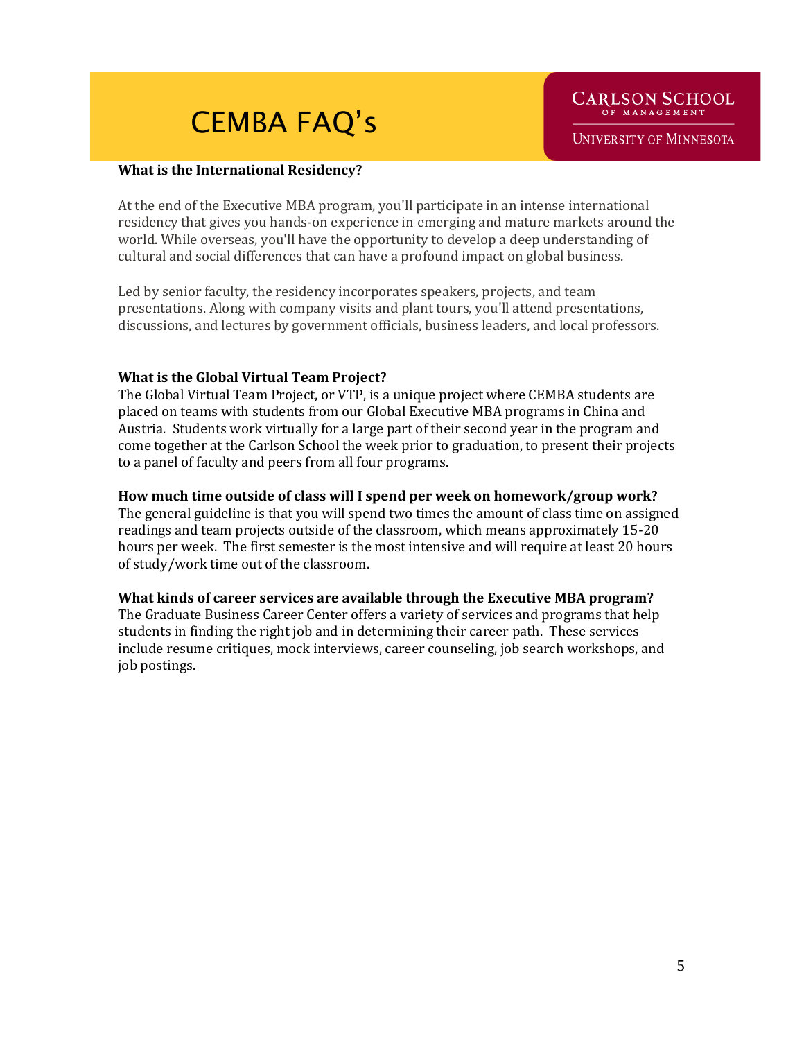# CEMBA FAQ's

**What is the International Residency?**

At the end of the Executive MBA program, you'll participate in an intense international residency that gives you hands-on experience in emerging and mature markets around the world. While overseas, you'll have the opportunity to develop a deep understanding of cultural and social differences that can have a profound impact on global business.

Led by senior faculty, the residency incorporates speakers, projects, and team presentations. Along with company visits and plant tours, you'll attend presentations, discussions, and lectures by government officials, business leaders, and local professors.

**What is the Global Virtual Team Project?**

The Global Virtual Team Project, or VTP, is a unique project where CEMBA students are placed on teams with students from our Global Executive MBA programs in China and Austria. Students work virtually for a large part of their second year in the program and come together at the Carlson School the week prior to graduation, to present their projects to a panel of faculty and peers from all four programs.

**How much time outside of class will I spend per week on homework/group work?**

The general guideline is that you will spend two times the amount of class time on assigned readings and team projects outside of the classroom, which means approximately 15-20 hours per week. The first semester is the most intensive and will require at least 20 hours of study/work time out of the classroom.

**What kinds of career services are available through the Executive MBA program?**

The Graduate Business Career Center offers a variety of services and programs that help students in finding the right job and in determining their career path. These services include resume critiques, mock interviews, career counseling, job search workshops, and job postings.